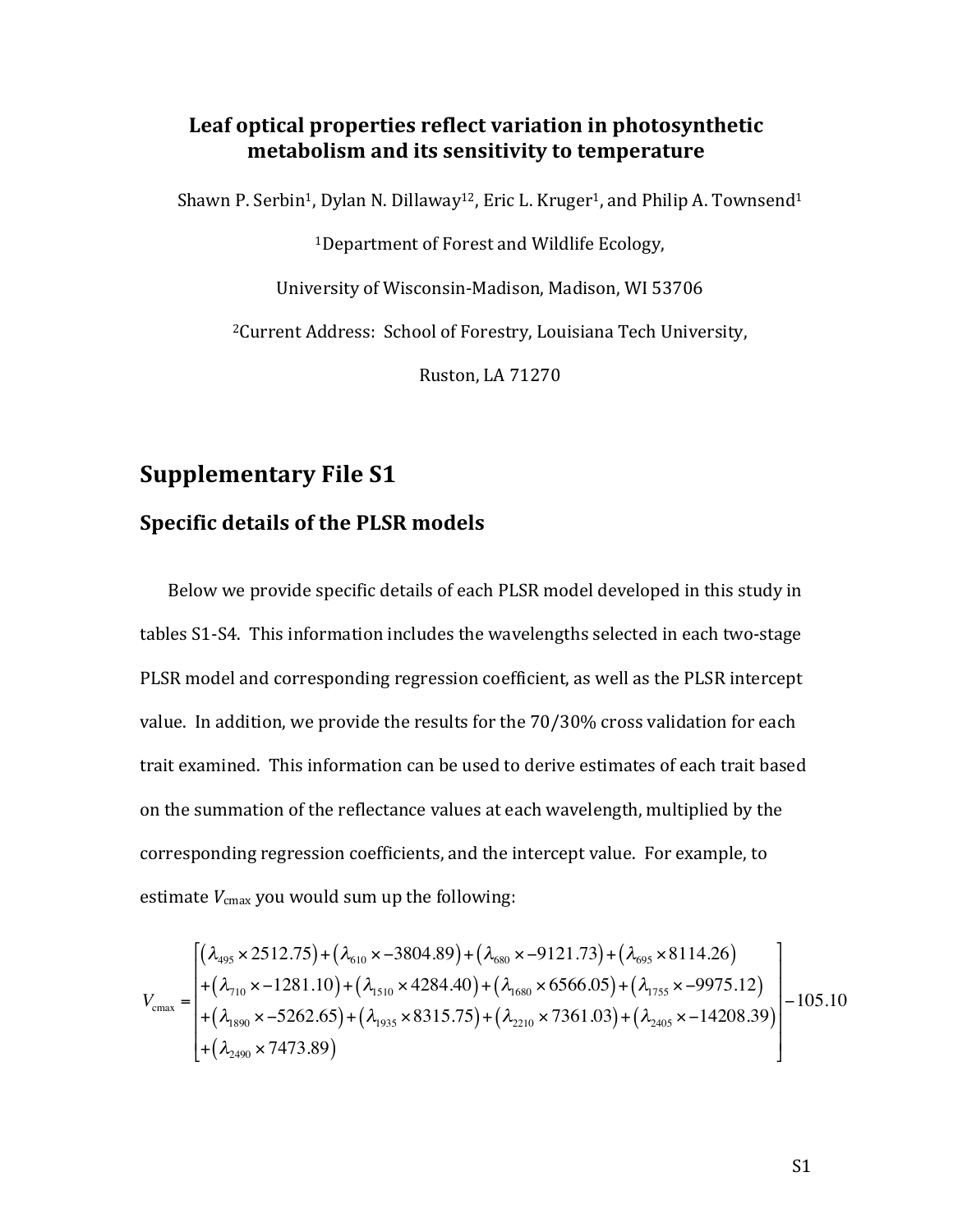# Leaf optical properties reflect variation in photosynthetic metabolism and its sensitivity to temperature

Shawn P. Serbin[1], Dylan N. Dillaway[12], Eric L. Kruger[1], and Philip A. Townsend[1]

[1]Department of Forest and Wildlife Ecology,

University of Wisconsin-Madison, Madison, WI 53706

[2]Current Address: School of Forestry, Louisiana Tech University,

Ruston, LA 71270

## Supplementary File S1

### Specific details of the PLSR models

Below we provide specific details of each PLSR model developed in this study in tables S1-S4. This information includes the wavelengths selected in each two-stage PLSR model and corresponding regression coefficient, as well as the PLSR intercept value. In addition, we provide the results for the 70/30% cross validation for each trait examined. This information can be used to derive estimates of each trait based on the summation of the reflectance values at each wavelength, multiplied by the corresponding regression coefficients, and the intercept value. For example, to estimate $V_{\text{cmax}}$ you would sum up the following:

$$V_{\text{cmax}} = \begin{bmatrix} (\lambda_{495} \times 2512.75) + (\lambda_{610} \times -3804.89) + (\lambda_{680} \times -9121.73) + (\lambda_{695} \times 8114.26) \\ + (\lambda_{710} \times -1281.10) + (\lambda_{1510} \times 4284.40) + (\lambda_{1680} \times 6566.05) + (\lambda_{1755} \times -9975.12) \\ + (\lambda_{1890} \times -5262.65) + (\lambda_{1935} \times 8315.75) + (\lambda_{2210} \times 7361.03) + (\lambda_{2405} \times -14208.39) \\ + (\lambda_{2490} \times 7473.89) \end{bmatrix} - 105.10$$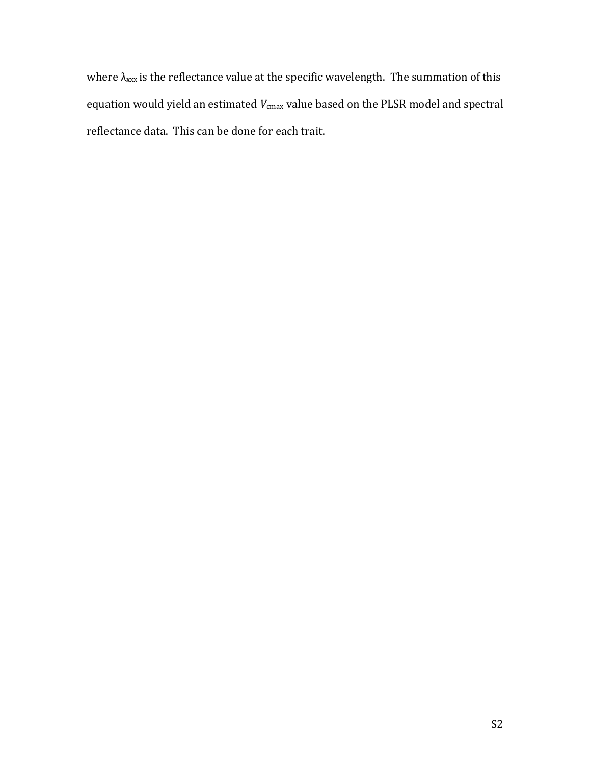where $\lambda_{xxx}$ is the reflectance value at the specific wavelength. The summation of this equation would yield an estimated $V_{cmax}$ value based on the PLSR model and spectral reflectance data. This can be done for each trait.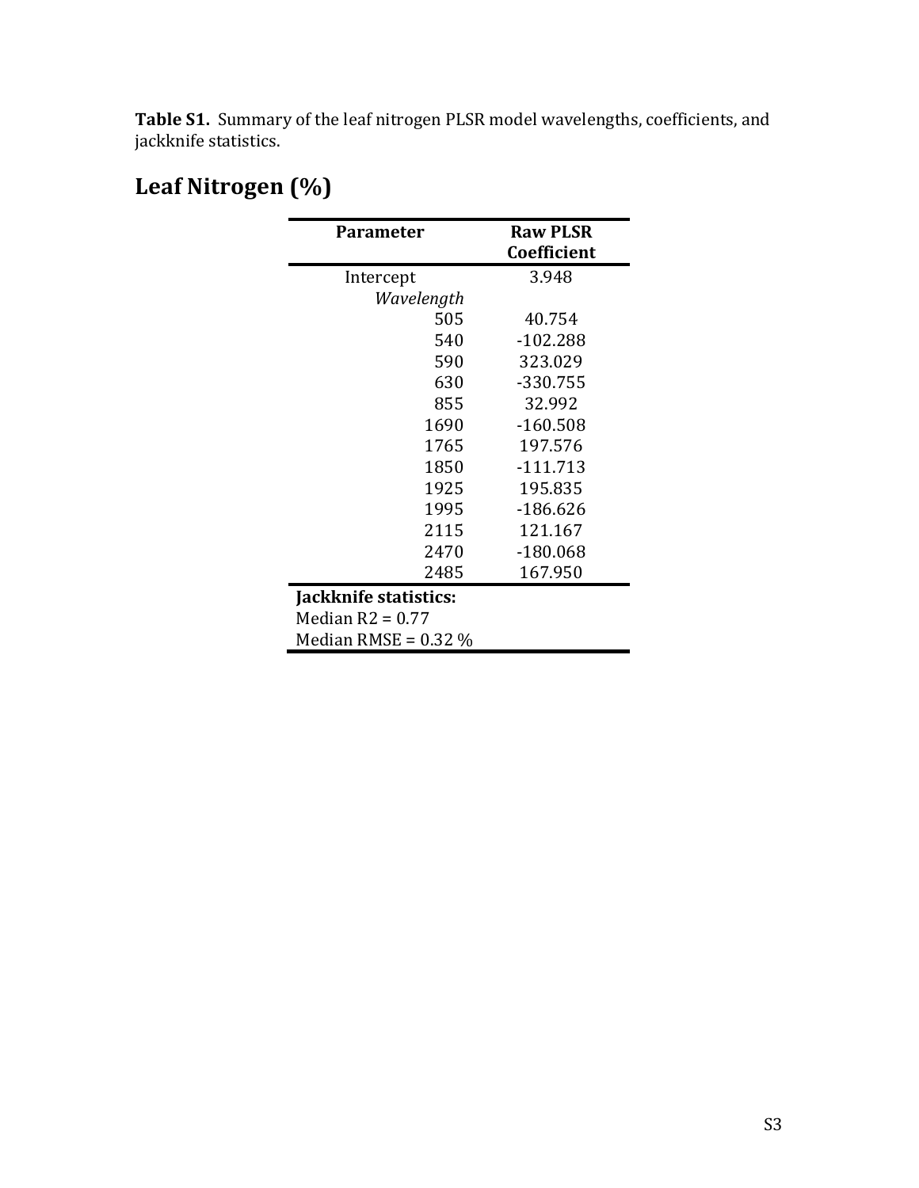**Table S1.** Summary of the leaf nitrogen PLSR model wavelengths, coefficients, and jackknife statistics.

# Leaf Nitrogen (%)

| Parameter | Raw PLSR Coefficient |
|---|---|
| Intercept | 3.948 |
| *Wavelength* | |
| 505 | 40.754 |
| 540 | -102.288 |
| 590 | 323.029 |
| 630 | -330.755 |
| 855 | 32.992 |
| 1690 | -160.508 |
| 1765 | 197.576 |
| 1850 | -111.713 |
| 1925 | 195.835 |
| 1995 | -186.626 |
| 2115 | 121.167 |
| 2470 | -180.068 |
| 2485 | 167.950 |
| **Jackknife statistics:** | |
| Median R2 = 0.77 | |
| Median RMSE = 0.32 % | |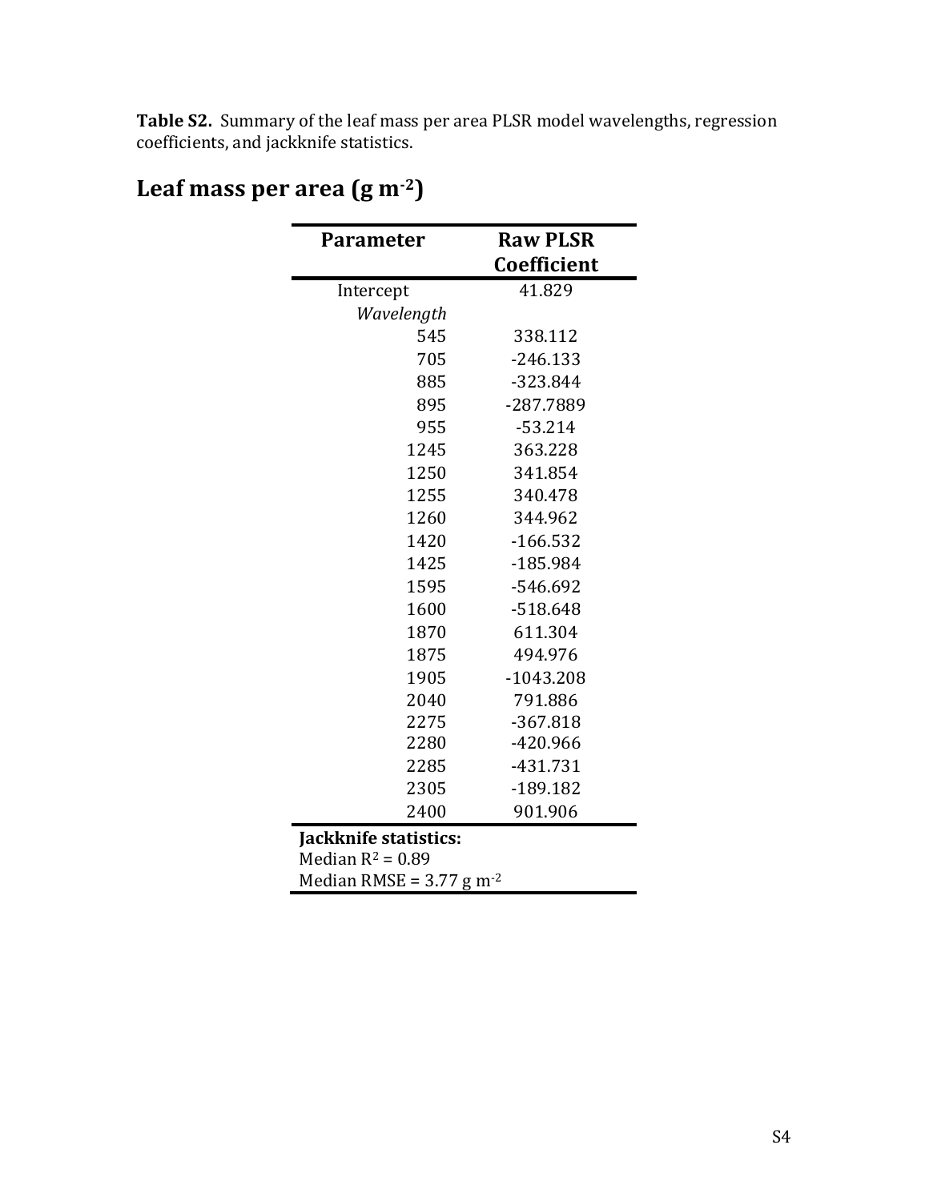**Table S2.** Summary of the leaf mass per area PLSR model wavelengths, regression coefficients, and jackknife statistics.

## Leaf mass per area (g m$^{-2}$)

| Parameter | Raw PLSR Coefficient |
|---|---|
| Intercept | 41.829 |
| *Wavelength* | |
| 545 | 338.112 |
| 705 | -246.133 |
| 885 | -323.844 |
| 895 | -287.7889 |
| 955 | -53.214 |
| 1245 | 363.228 |
| 1250 | 341.854 |
| 1255 | 340.478 |
| 1260 | 344.962 |
| 1420 | -166.532 |
| 1425 | -185.984 |
| 1595 | -546.692 |
| 1600 | -518.648 |
| 1870 | 611.304 |
| 1875 | 494.976 |
| 1905 | -1043.208 |
| 2040 | 791.886 |
| 2275 | -367.818 |
| 2280 | -420.966 |
| 2285 | -431.731 |
| 2305 | -189.182 |
| 2400 | 901.906 |
| **Jackknife statistics:** | |
| Median $R^2$ = 0.89 | |
| Median RMSE = 3.77 g m$^{-2}$ | |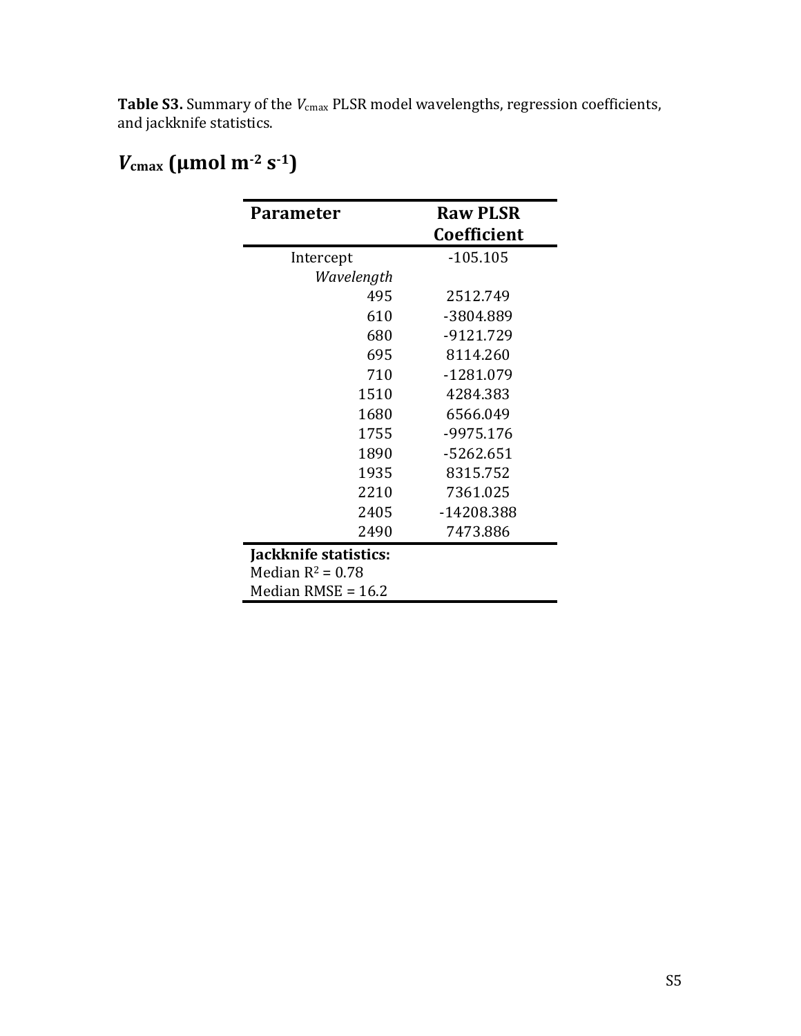**Table S3.** Summary of the $V_{cmax}$ PLSR model wavelengths, regression coefficients, and jackknife statistics.

## $V_{cmax}$ (μmol $m^{-2}$ $s^{-1}$)

| Parameter | Raw PLSR Coefficient |
|---|---|
| Intercept | -105.105 |
| *Wavelength* | |
| 495 | 2512.749 |
| 610 | -3804.889 |
| 680 | -9121.729 |
| 695 | 8114.260 |
| 710 | -1281.079 |
| 1510 | 4284.383 |
| 1680 | 6566.049 |
| 1755 | -9975.176 |
| 1890 | -5262.651 |
| 1935 | 8315.752 |
| 2210 | 7361.025 |
| 2405 | -14208.388 |
| 2490 | 7473.886 |
| **Jackknife statistics:** | |
| Median $R^2$ = 0.78 | |
| Median RMSE = 16.2 | |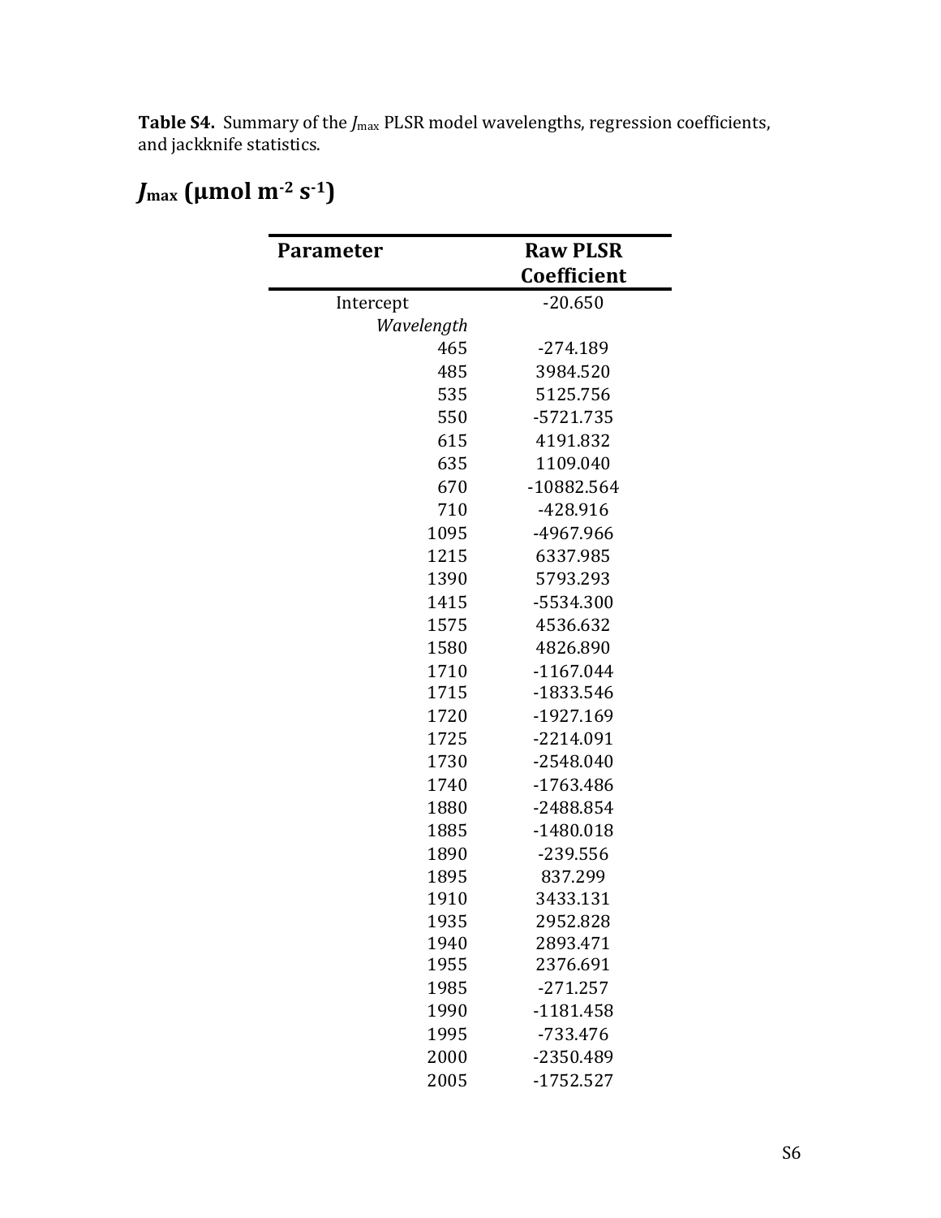**Table S4.** Summary of the $J_{max}$ PLSR model wavelengths, regression coefficients, and jackknife statistics.

## $J_{max}$ (μmol m$^{-2}$ s$^{-1}$)

| Parameter | Raw PLSR Coefficient |
|---|---|
| Intercept | -20.650 |
| *Wavelength* | |
| 465 | -274.189 |
| 485 | 3984.520 |
| 535 | 5125.756 |
| 550 | -5721.735 |
| 615 | 4191.832 |
| 635 | 1109.040 |
| 670 | -10882.564 |
| 710 | -428.916 |
| 1095 | -4967.966 |
| 1215 | 6337.985 |
| 1390 | 5793.293 |
| 1415 | -5534.300 |
| 1575 | 4536.632 |
| 1580 | 4826.890 |
| 1710 | -1167.044 |
| 1715 | -1833.546 |
| 1720 | -1927.169 |
| 1725 | -2214.091 |
| 1730 | -2548.040 |
| 1740 | -1763.486 |
| 1880 | -2488.854 |
| 1885 | -1480.018 |
| 1890 | -239.556 |
| 1895 | 837.299 |
| 1910 | 3433.131 |
| 1935 | 2952.828 |
| 1940 | 2893.471 |
| 1955 | 2376.691 |
| 1985 | -271.257 |
| 1990 | -1181.458 |
| 1995 | -733.476 |
| 2000 | -2350.489 |
| 2005 | -1752.527 |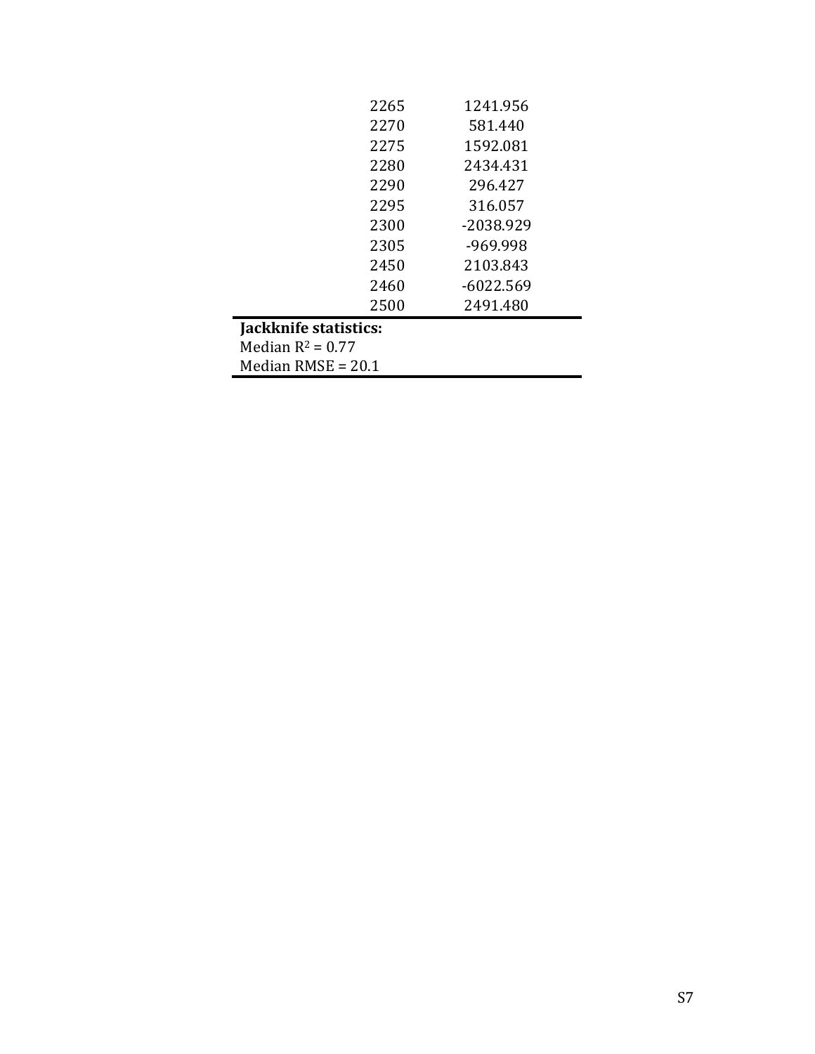| | | |
|---|---|---|
| | 2265 | 1241.956 |
| | 2270 | 581.440 |
| | 2275 | 1592.081 |
| | 2280 | 2434.431 |
| | 2290 | 296.427 |
| | 2295 | 316.057 |
| | 2300 | -2038.929 |
| | 2305 | -969.998 |
| | 2450 | 2103.843 |
| | 2460 | -6022.569 |
| | 2500 | 2491.480 |
| **Jackknife statistics:** | | |
| Median $R^2$ = 0.77 | | |
| Median RMSE = 20.1 | | |